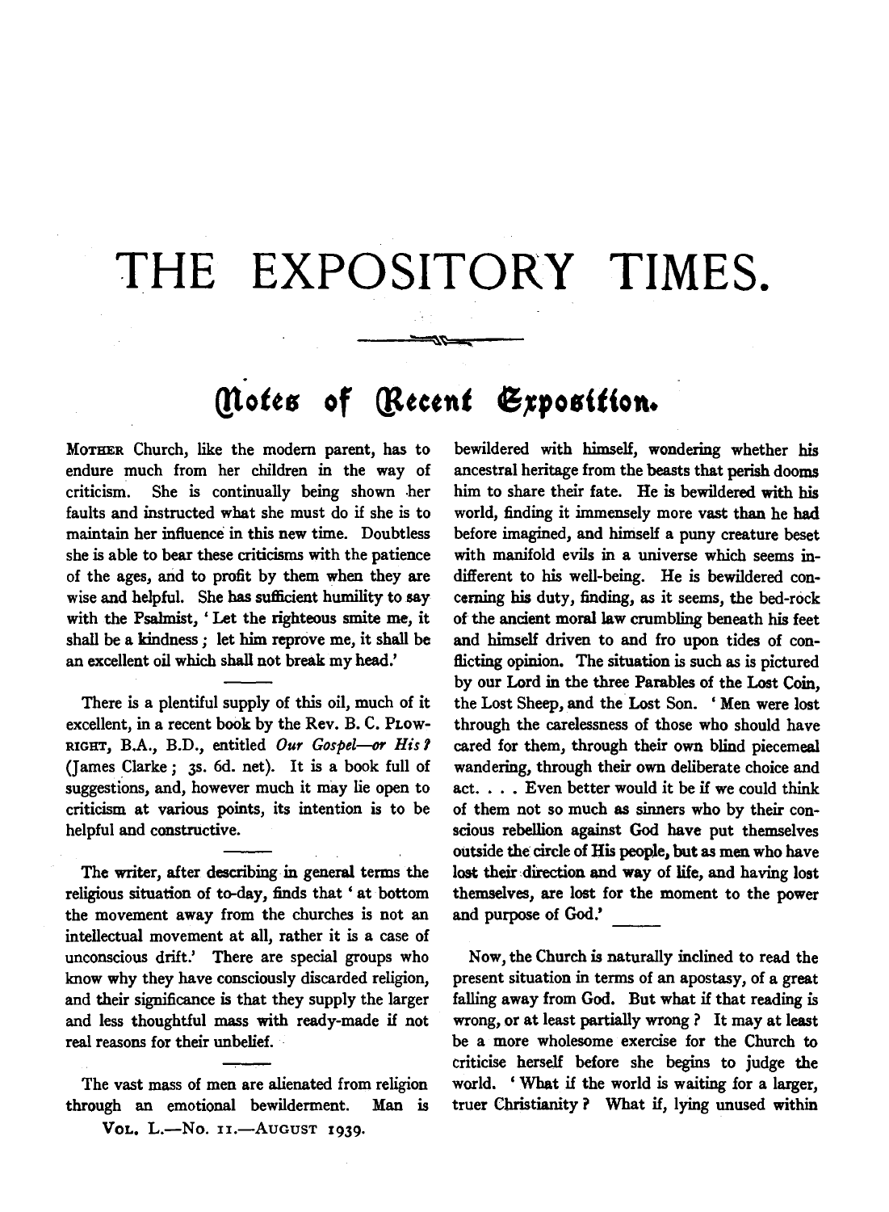# THE EXPOSITORY TIMES.

## Notes of Recent Exposition.

Mother Church, like the modern parent, has to endure much from her children in the way of criticism. She is continually being shown her faults and instructed what she must do if she is to maintain her influence in this new time. Doubtless she is able to bear these criticisms with the patience of the ages, and to profit by them when they are wise and helpful. She has sufficient humility to say with the Psalmist, 'Let the righteous smite me, it shall be a kindness; let him reprove me, it shall be an excellent oil which shall not break my head.'

There is a plentiful supply of this oil, much of it excellent, in a recent book by the Rev. B. C. Plowright, B.A., B.D., entitled *Our Gospel—or His?* (James Clarke; 3s. 6d. net). It is a book full of suggestions, and, however much it may lie open to criticism at various points, its intention is to be helpful and constructive.

The writer, after describing in general terms the religious situation of to-day, finds that 'at bottom the movement away from the churches is not an intellectual movement at all, rather it is a case of unconscious drift.' There are special groups who know why they have consciously discarded religion, and their significance is that they supply the larger and less thoughtful mass with ready-made if not real reasons for their unbelief.

The vast mass of men are alienated from religion through an emotional bewilderment. Man is bewildered with himself, wondering whether his ancestral heritage from the beasts that perish dooms him to share their fate. He is bewildered with his world, finding it immensely more vast than he had before imagined, and himself a puny creature beset with manifold evils in a universe which seems indifferent to his well-being. He is bewildered concerning his duty, finding, as it seems, the bed-rock of the ancient moral law crumbling beneath his feet and himself driven to and fro upon tides of conflicting opinion. The situation is such as is pictured by our Lord in the three Parables of the Lost Coin, the Lost Sheep, and the Lost Son. 'Men were lost through the carelessness of those who should have cared for them, through their own blind piecemeal wandering, through their own deliberate choice and act. . . . Even better would it be if we could think of them not so much as sinners who by their conscious rebellion against God have put themselves outside the circle of His people, but as men who have lost their direction and way of life, and having lost themselves, are lost for the moment to the power and purpose of God.'

Now, the Church is naturally inclined to read the present situation in terms of an apostasy, of a great falling away from God. But what if that reading is wrong, or at least partially wrong? It may at least be a more wholesome exercise for the Church to criticise herself before she begins to judge the world. 'What if the world is waiting for a larger, truer Christianity? What if, lying unused within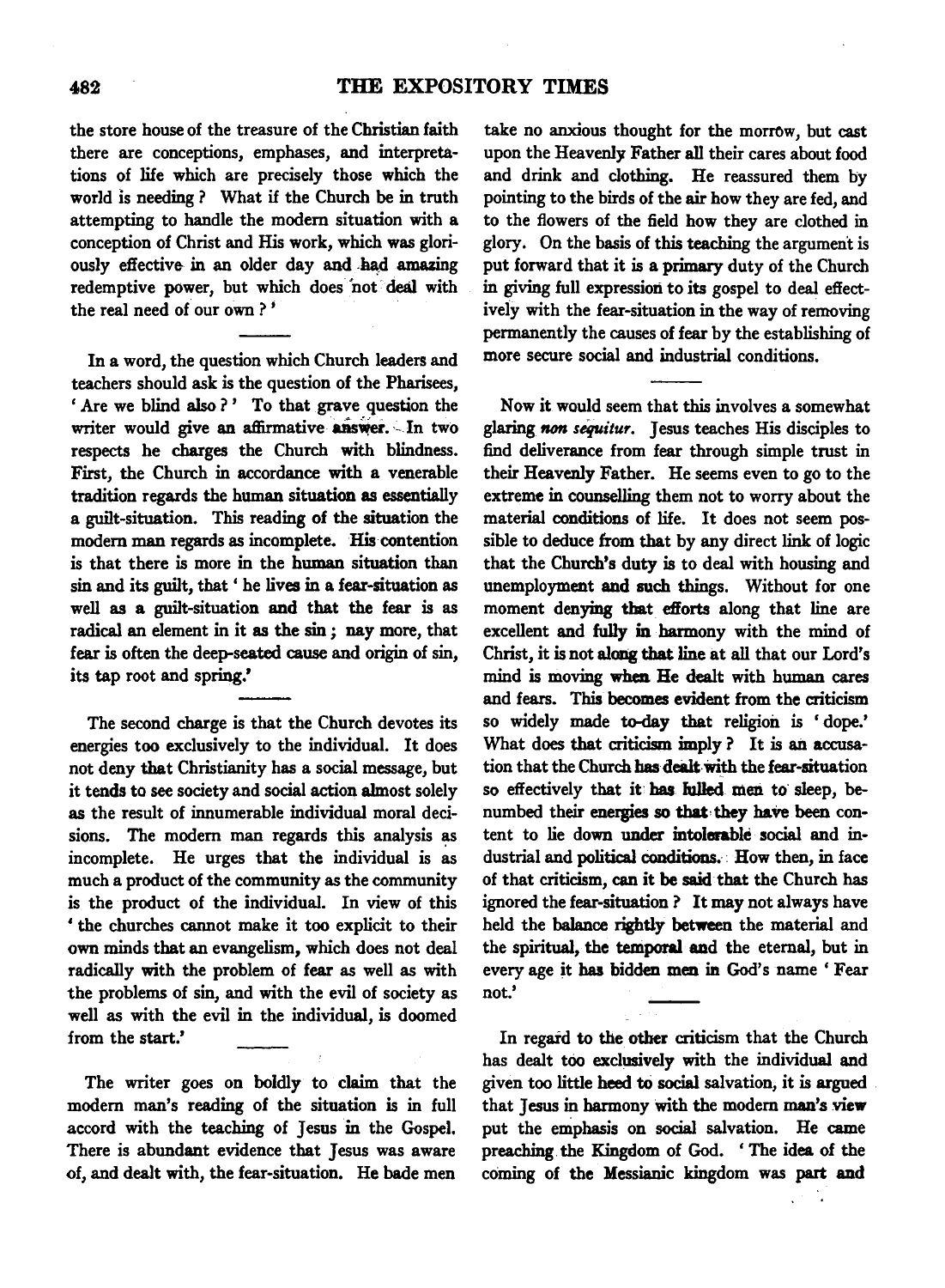the store house of the treasure of the Christian faith there are conceptions, emphases, and interpretations of life which are precisely those which the world is needing? What if the Church be in truth attempting to handle the modern situation with a conception of Christ and His work, which was gloriously effective in an older day and had amazing redemptive power, but which does not deal with the real need of our own?'

In a word, the question which Church leaders and teachers should ask is the question of the Pharisees, 'Are we blind also?' To that grave question the writer would give an affirmative answer. In two respects he charges the Church with blindness. First, the Church in accordance with a venerable tradition regards the human situation as essentially a guilt-situation. This reading of the situation the modern man regards as incomplete. His contention is that there is more in the human situation than sin and its guilt, that 'he lives in a fear-situation as well as a guilt-situation and that the fear is as radical an element in it as the sin; nay more, that fear is often the deep-seated cause and origin of sin, its tap root and spring.'

The second charge is that the Church devotes its energies too exclusively to the individual. It does not deny that Christianity has a social message, but it tends to see society and social action almost solely as the result of innumerable individual moral decisions. The modern man regards this analysis as incomplete. He urges that the individual is as much a product of the community as the community is the product of the individual. In view of this 'the churches cannot make it too explicit to their own minds that an evangelism, which does not deal radically with the problem of fear as well as with the problems of sin, and with the evil of society as well as with the evil in the individual, is doomed from the start.'

The writer goes on boldly to claim that the modern man's reading of the situation is in full accord with the teaching of Jesus in the Gospel. There is abundant evidence that Jesus was aware of, and dealt with, the fear-situation. He bade men take no anxious thought for the morrow, but cast upon the Heavenly Father all their cares about food and drink and clothing. He reassured them by pointing to the birds of the air how they are fed, and to the flowers of the field how they are clothed in glory. On the basis of this teaching the argument is put forward that it is a primary duty of the Church in giving full expression to its gospel to deal effectively with the fear-situation in the way of removing permanently the causes of fear by the establishing of more secure social and industrial conditions.

Now it would seem that this involves a somewhat glaring *non sequitur*. Jesus teaches His disciples to find deliverance from fear through simple trust in their Heavenly Father. He seems even to go to the extreme in counselling them not to worry about the material conditions of life. It does not seem possible to deduce from that by any direct link of logic that the Church's duty is to deal with housing and unemployment and such things. Without for one moment denying that efforts along that line are excellent and fully in harmony with the mind of Christ, it is not along that line at all that our Lord's mind is moving when He dealt with human cares and fears. This becomes evident from the criticism so widely made to-day that religion is 'dope.' What does that criticism imply? It is an accusation that the Church has dealt with the fear-situation so effectively that it has lulled men to sleep, benumbed their energies so that they have been content to lie down under intolerable social and industrial and political conditions. How then, in face of that criticism, can it be said that the Church has ignored the fear-situation? It may not always have held the balance rightly between the material and the spiritual, the temporal and the eternal, but in every age it has bidden men in God's name 'Fear not.'

In regard to the other criticism that the Church has dealt too exclusively with the individual and given too little heed to social salvation, it is argued that Jesus in harmony with the modern man's view put the emphasis on social salvation. He came preaching the Kingdom of God. 'The idea of the coming of the Messianic kingdom was part and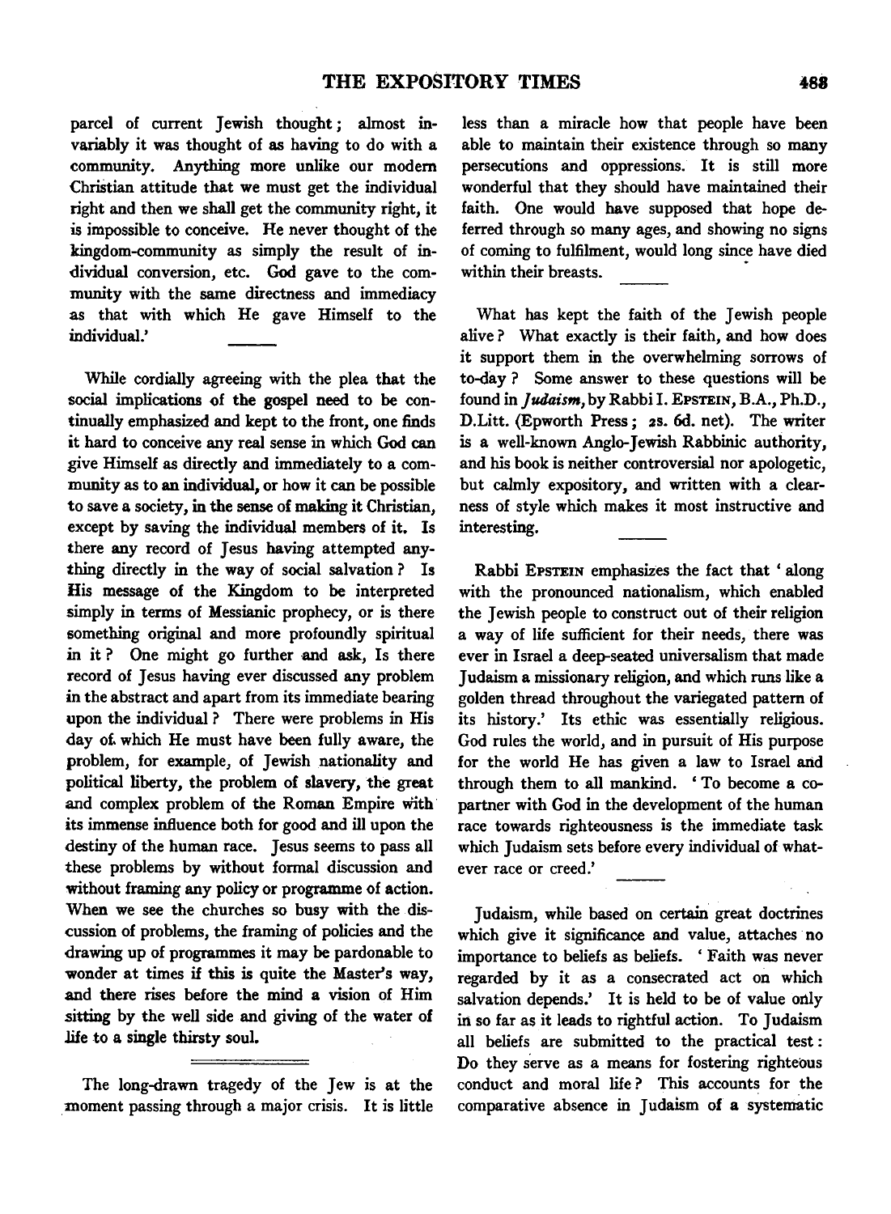parcel of current Jewish thought; almost invariably it was thought of as having to do with a community. Anything more unlike our modern Christian attitude that we must get the individual right and then we shall get the community right, it is impossible to conceive. He never thought of the kingdom-community as simply the result of individual conversion, etc. God gave to the community with the same directness and immediacy as that with which He gave Himself to the individual.'

While cordially agreeing with the plea that the social implications of the gospel need to be continually emphasized and kept to the front, one finds it hard to conceive any real sense in which God can give Himself as directly and immediately to a community as to an individual, or how it can be possible to save a society, in the sense of making it Christian, except by saving the individual members of it. Is there any record of Jesus having attempted anything directly in the way of social salvation? Is His message of the Kingdom to be interpreted simply in terms of Messianic prophecy, or is there something original and more profoundly spiritual in it? One might go further and ask, Is there record of Jesus having ever discussed any problem in the abstract and apart from its immediate bearing upon the individual? There were problems in His day of which He must have been fully aware, the problem, for example, of Jewish nationality and political liberty, the problem of slavery, the great and complex problem of the Roman Empire with its immense influence both for good and ill upon the destiny of the human race. Jesus seems to pass all these problems by without formal discussion and without framing any policy or programme of action. When we see the churches so busy with the discussion of problems, the framing of policies and the drawing up of programmes it may be pardonable to wonder at times if this is quite the Master's way, and there rises before the mind a vision of Him sitting by the well side and giving of the water of life to a single thirsty soul.

---

The long-drawn tragedy of the Jew is at the moment passing through a major crisis. It is little less than a miracle how that people have been able to maintain their existence through so many persecutions and oppressions. It is still more wonderful that they should have maintained their faith. One would have supposed that hope deferred through so many ages, and showing no signs of coming to fulfilment, would long since have died within their breasts.

What has kept the faith of the Jewish people alive? What exactly is their faith, and how does it support them in the overwhelming sorrows of to-day? Some answer to these questions will be found in *Judaism*, by Rabbi I. Epstein, B.A., Ph.D., D.Litt. (Epworth Press; 2s. 6d. net). The writer is a well-known Anglo-Jewish Rabbinic authority, and his book is neither controversial nor apologetic, but calmly expository, and written with a clearness of style which makes it most instructive and interesting.

Rabbi Epstein emphasizes the fact that 'along with the pronounced nationalism, which enabled the Jewish people to construct out of their religion a way of life sufficient for their needs, there was ever in Israel a deep-seated universalism that made Judaism a missionary religion, and which runs like a golden thread throughout the variegated pattern of its history.' Its ethic was essentially religious. God rules the world, and in pursuit of His purpose for the world He has given a law to Israel and through them to all mankind. 'To become a copartner with God in the development of the human race towards righteousness is the immediate task which Judaism sets before every individual of whatever race or creed.'

Judaism, while based on certain great doctrines which give it significance and value, attaches no importance to beliefs as beliefs. 'Faith was never regarded by it as a consecrated act on which salvation depends.' It is held to be of value only in so far as it leads to rightful action. To Judaism all beliefs are submitted to the practical test: Do they serve as a means for fostering righteous conduct and moral life? This accounts for the comparative absence in Judaism of a systematic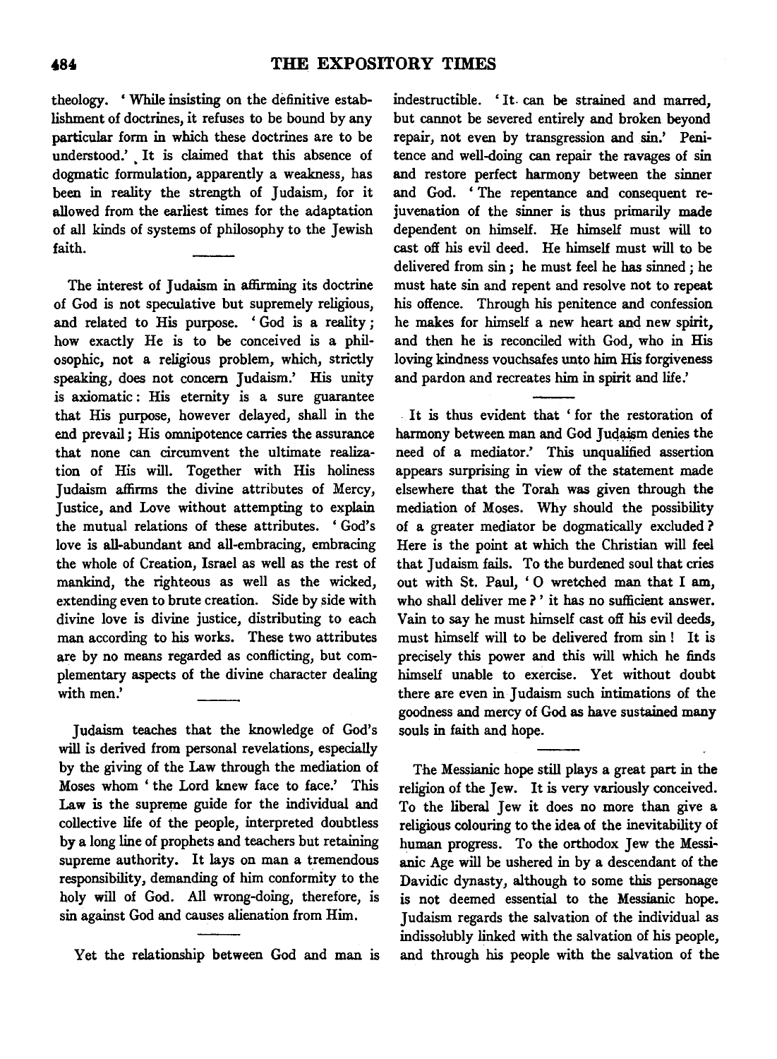theology. 'While insisting on the definitive establishment of doctrines, it refuses to be bound by any particular form in which these doctrines are to be understood.' It is claimed that this absence of dogmatic formulation, apparently a weakness, has been in reality the strength of Judaism, for it allowed from the earliest times for the adaptation of all kinds of systems of philosophy to the Jewish faith.

The interest of Judaism in affirming its doctrine of God is not speculative but supremely religious, and related to His purpose. 'God is a reality; how exactly He is to be conceived is a philosophic, not a religious problem, which, strictly speaking, does not concern Judaism.' His unity is axiomatic: His eternity is a sure guarantee that His purpose, however delayed, shall in the end prevail; His omnipotence carries the assurance that none can circumvent the ultimate realization of His will. Together with His holiness Judaism affirms the divine attributes of Mercy, Justice, and Love without attempting to explain the mutual relations of these attributes. 'God's love is all-abundant and all-embracing, embracing the whole of Creation, Israel as well as the rest of mankind, the righteous as well as the wicked, extending even to brute creation. Side by side with divine love is divine justice, distributing to each man according to his works. These two attributes are by no means regarded as conflicting, but complementary aspects of the divine character dealing with men.'

Judaism teaches that the knowledge of God's will is derived from personal revelations, especially by the giving of the Law through the mediation of Moses whom 'the Lord knew face to face.' This Law is the supreme guide for the individual and collective life of the people, interpreted doubtless by a long line of prophets and teachers but retaining supreme authority. It lays on man a tremendous responsibility, demanding of him conformity to the holy will of God. All wrong-doing, therefore, is sin against God and causes alienation from Him.

Yet the relationship between God and man is indestructible. 'It can be strained and marred, but cannot be severed entirely and broken beyond repair, not even by transgression and sin.' Penitence and well-doing can repair the ravages of sin and restore perfect harmony between the sinner and God. 'The repentance and consequent rejuvenation of the sinner is thus primarily made dependent on himself. He himself must will to cast off his evil deed. He himself must will to be delivered from sin; he must feel he has sinned; he must hate sin and repent and resolve not to repeat his offence. Through his penitence and confession he makes for himself a new heart and new spirit, and then he is reconciled with God, who in His loving kindness vouchsafes unto him His forgiveness and pardon and recreates him in spirit and life.'

It is thus evident that 'for the restoration of harmony between man and God Judaism denies the need of a mediator.' This unqualified assertion appears surprising in view of the statement made elsewhere that the Torah was given through the mediation of Moses. Why should the possibility of a greater mediator be dogmatically excluded? Here is the point at which the Christian will feel that Judaism fails. To the burdened soul that cries out with St. Paul, 'O wretched man that I am, who shall deliver me?' it has no sufficient answer. Vain to say he must himself cast off his evil deeds, must himself will to be delivered from sin! It is precisely this power and this will which he finds himself unable to exercise. Yet without doubt there are even in Judaism such intimations of the goodness and mercy of God as have sustained many souls in faith and hope.

The Messianic hope still plays a great part in the religion of the Jew. It is very variously conceived. To the liberal Jew it does no more than give a religious colouring to the idea of the inevitability of human progress. To the orthodox Jew the Messianic Age will be ushered in by a descendant of the Davidic dynasty, although to some this personage is not deemed essential to the Messianic hope. Judaism regards the salvation of the individual as indissolubly linked with the salvation of his people, and through his people with the salvation of the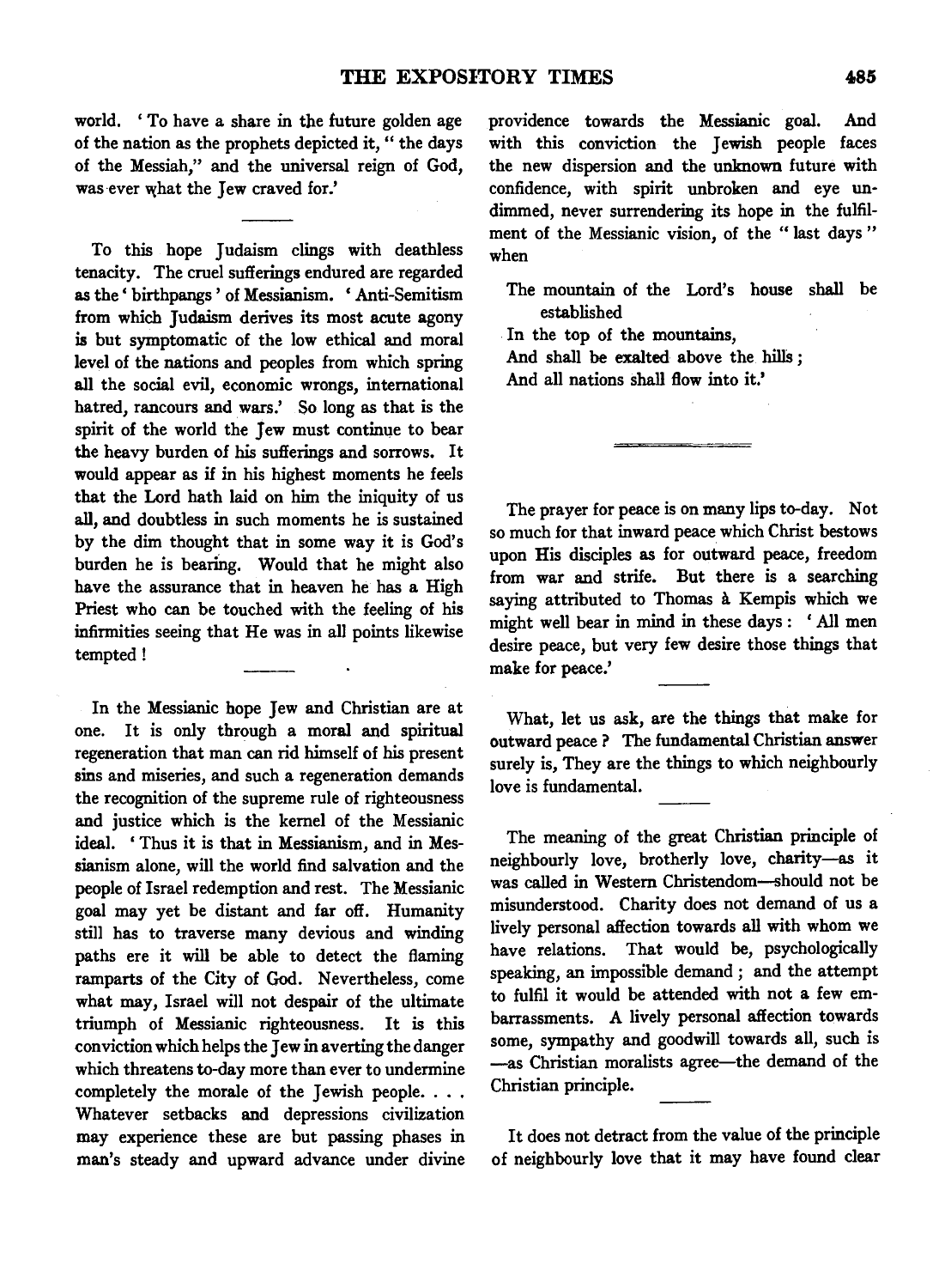world. 'To have a share in the future golden age of the nation as the prophets depicted it, "the days of the Messiah," and the universal reign of God, was ever what the Jew craved for.'

---

To this hope Judaism clings with deathless tenacity. The cruel sufferings endured are regarded as the 'birthpangs' of Messianism. 'Anti-Semitism from which Judaism derives its most acute agony is but symptomatic of the low ethical and moral level of the nations and peoples from which spring all the social evil, economic wrongs, international hatred, rancours and wars.' So long as that is the spirit of the world the Jew must continue to bear the heavy burden of his sufferings and sorrows. It would appear as if in his highest moments he feels that the Lord hath laid on him the iniquity of us all, and doubtless in such moments he is sustained by the dim thought that in some way it is God's burden he is bearing. Would that he might also have the assurance that in heaven he has a High Priest who can be touched with the feeling of his infirmities seeing that He was in all points likewise tempted!

---

In the Messianic hope Jew and Christian are at one. It is only through a moral and spiritual regeneration that man can rid himself of his present sins and miseries, and such a regeneration demands the recognition of the supreme rule of righteousness and justice which is the kernel of the Messianic ideal. 'Thus it is that in Messianism, and in Messianism alone, will the world find salvation and the people of Israel redemption and rest. The Messianic goal may yet be distant and far off. Humanity still has to traverse many devious and winding paths ere it will be able to detect the flaming ramparts of the City of God. Nevertheless, come what may, Israel will not despair of the ultimate triumph of Messianic righteousness. It is this conviction which helps the Jew in averting the danger which threatens to-day more than ever to undermine completely the morale of the Jewish people. . . . Whatever setbacks and depressions civilization may experience these are but passing phases in man's steady and upward advance under divine providence towards the Messianic goal. And with this conviction the Jewish people faces the new dispersion and the unknown future with confidence, with spirit unbroken and eye undimmed, never surrendering its hope in the fulfilment of the Messianic vision, of the "last days" when

> The mountain of the Lord's house shall be established
> In the top of the mountains,
> And shall be exalted above the hills;
> And all nations shall flow into it.'

---

The prayer for peace is on many lips to-day. Not so much for that inward peace which Christ bestows upon His disciples as for outward peace, freedom from war and strife. But there is a searching saying attributed to Thomas à Kempis which we might well bear in mind in these days: 'All men desire peace, but very few desire those things that make for peace.'

---

What, let us ask, are the things that make for outward peace? The fundamental Christian answer surely is, They are the things to which neighbourly love is fundamental.

---

The meaning of the great Christian principle of neighbourly love, brotherly love, charity—as it was called in Western Christendom—should not be misunderstood. Charity does not demand of us a lively personal affection towards all with whom we have relations. That would be, psychologically speaking, an impossible demand; and the attempt to fulfil it would be attended with not a few embarrassments. A lively personal affection towards some, sympathy and goodwill towards all, such is —as Christian moralists agree—the demand of the Christian principle.

---

It does not detract from the value of the principle of neighbourly love that it may have found clear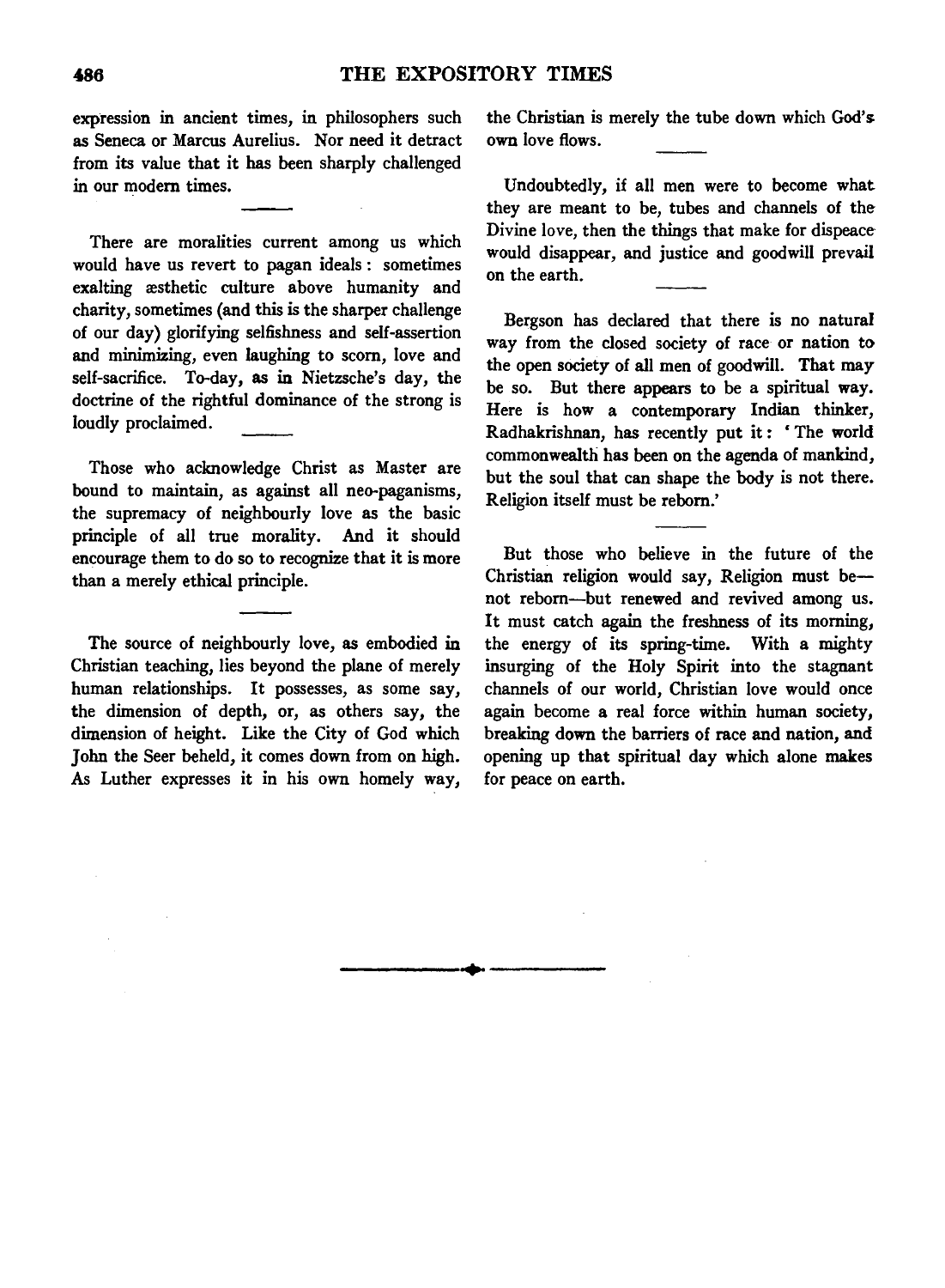expression in ancient times, in philosophers such as Seneca or Marcus Aurelius. Nor need it detract from its value that it has been sharply challenged in our modern times.

---

There are moralities current among us which would have us revert to pagan ideals: sometimes exalting æsthetic culture above humanity and charity, sometimes (and this is the sharper challenge of our day) glorifying selfishness and self-assertion and minimizing, even laughing to scorn, love and self-sacrifice. To-day, as in Nietzsche's day, the doctrine of the rightful dominance of the strong is loudly proclaimed.

---

Those who acknowledge Christ as Master are bound to maintain, as against all neo-paganisms, the supremacy of neighbourly love as the basic principle of all true morality. And it should encourage them to do so to recognize that it is more than a merely ethical principle.

---

The source of neighbourly love, as embodied in Christian teaching, lies beyond the plane of merely human relationships. It possesses, as some say, the dimension of depth, or, as others say, the dimension of height. Like the City of God which John the Seer beheld, it comes down from on high. As Luther expresses it in his own homely way, the Christian is merely the tube down which God's own love flows.

---

Undoubtedly, if all men were to become what they are meant to be, tubes and channels of the Divine love, then the things that make for dispeace would disappear, and justice and goodwill prevail on the earth.

---

Bergson has declared that there is no natural way from the closed society of race or nation to the open society of all men of goodwill. That may be so. But there appears to be a spiritual way. Here is how a contemporary Indian thinker, Radhakrishnan, has recently put it: 'The world commonwealth has been on the agenda of mankind, but the soul that can shape the body is not there. Religion itself must be reborn.'

---

But those who believe in the future of the Christian religion would say, Religion must be—not reborn—but renewed and revived among us. It must catch again the freshness of its morning, the energy of its spring-time. With a mighty insurging of the Holy Spirit into the stagnant channels of our world, Christian love would once again become a real force within human society, breaking down the barriers of race and nation, and opening up that spiritual day which alone makes for peace on earth.